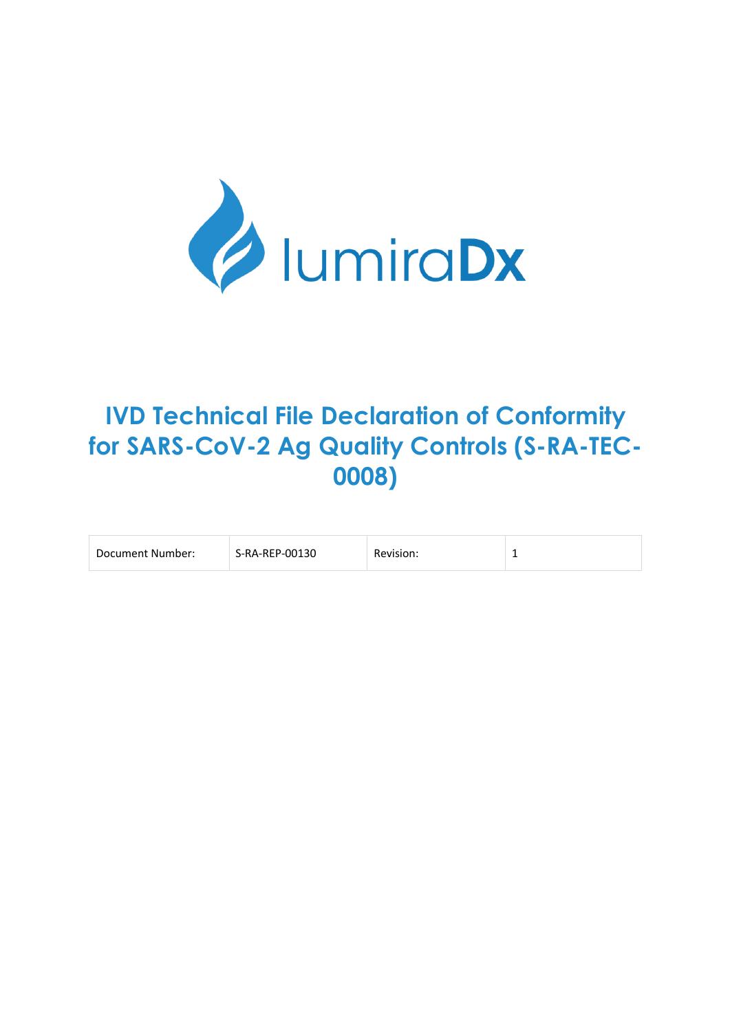lumiraDx

# IVD Technical File Declaration of Conformity for SARS-CoV-2 Ag Quality Controls (S-RA-TEC-0008)

| Document Number: | S-RA-REP-00130 | Revision: | 1 |
| --- | --- | --- | --- |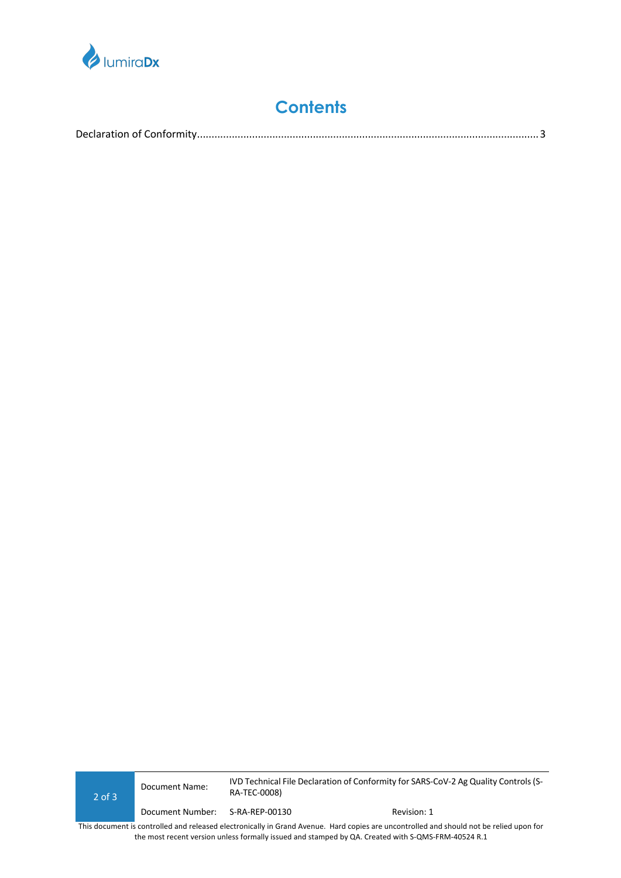# Contents

Declaration of Conformity........................................................................................................................3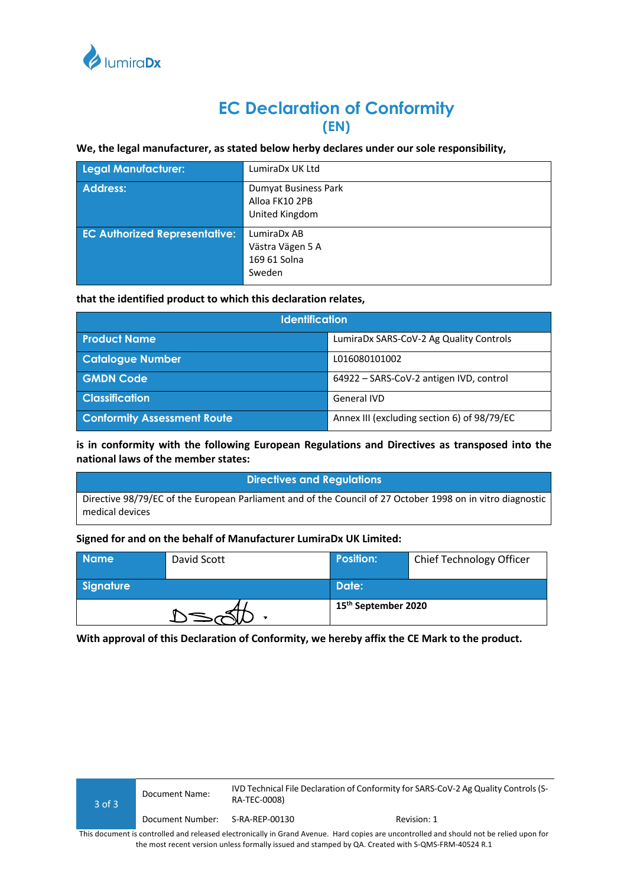# EC Declaration of Conformity
## (EN)

**We, the legal manufacturer, as stated below herby declares under our sole responsibility,**

| | |
|---|---|
| **Legal Manufacturer:** | LumiraDx UK Ltd |
| **Address:** | Dumyat Business Park<br>Alloa FK10 2PB<br>United Kingdom |
| **EC Authorized Representative:** | LumiraDx AB<br>Västra Vägen 5 A<br>169 61 Solna<br>Sweden |

**that the identified product to which this declaration relates,**

| Identification | |
|---|---|
| **Product Name** | LumiraDx SARS-CoV-2 Ag Quality Controls |
| **Catalogue Number** | L016080101002 |
| **GMDN Code** | 64922 – SARS-CoV-2 antigen IVD, control |
| **Classification** | General IVD |
| **Conformity Assessment Route** | Annex III (excluding section 6) of 98/79/EC |

**is in conformity with the following European Regulations and Directives as transposed into the national laws of the member states:**

| Directives and Regulations |
|---|
| Directive 98/79/EC of the European Parliament and of the Council of 27 October 1998 on in vitro diagnostic medical devices |

**Signed for and on the behalf of Manufacturer LumiraDx UK Limited:**

| | | | |
|---|---|---|---|
| **Name** | David Scott | **Position:** | Chief Technology Officer |
| **Signature** | | **Date:** | |
| [signature] | | **15th September 2020** | |

**With approval of this Declaration of Conformity, we hereby affix the CE Mark to the product.**

| | |
|---|---|
| Document Name: | IVD Technical File Declaration of Conformity for SARS-CoV-2 Ag Quality Controls (S-RA-TEC-0008) |
| Document Number: | S-RA-REP-00130 Revision: 1 |

This document is controlled and released electronically in Grand Avenue. Hard copies are uncontrolled and should not be relied upon for the most recent version unless formally issued and stamped by QA. Created with S-QMS-FRM-40524 R.1